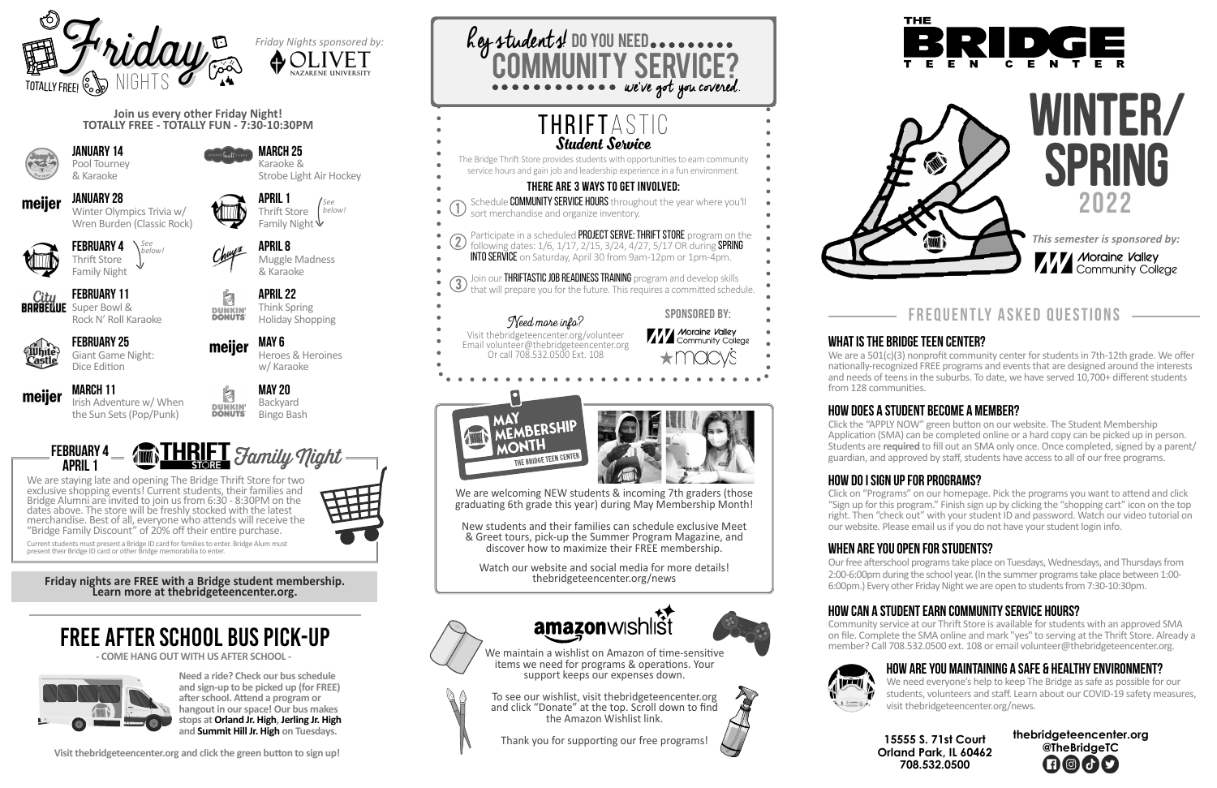# Friday Nights

TOTALLY FREE!

*Friday Nights sponsored by:* OLIVET NAZARENE UNIVERSITY

**Join us every other Friday Night!**
**TOTALLY FREE - TOTALLY FUN - 7:30-10:30PM**

**JANUARY 14**
Pool Tourney & Karaoke

**JANUARY 28**
Winter Olympics Trivia w/ Wren Burden (Classic Rock)

**FEBRUARY 4**
Thrift Store Family Night
*See below!*

**FEBRUARY 11**
Super Bowl & Rock N' Roll Karaoke

**FEBRUARY 25**
Giant Game Night: Dice Edition

**MARCH 11**
Irish Adventure w/ When the Sun Sets (Pop/Punk)

**MARCH 25**
Karaoke & Strobe Light Air Hockey

**APRIL 1**
Thrift Store Family Night
*See below!*

**APRIL 8**
Muggle Madness & Karaoke

**APRIL 22**
Think Spring Holiday Shopping

**MAY 6**
Heroes & Heroines w/ Karaoke

**MAY 20**
Backyard Bingo Bash

## FEBRUARY 4 — APRIL 1 — THRIFT STORE Family Night

We are staying late and opening The Bridge Thrift Store for two exclusive shopping events! Current students, their families and Bridge Alumni are invited to join us from 6:30 - 8:30PM on the dates above. The store will be freshly stocked with the latest merchandise. Best of all, everyone who attends will receive the "Bridge Family Discount" of 20% off their entire purchase.

Current students must present a Bridge ID card for families to enter. Bridge Alum must present their Bridge ID card or other Bridge memorabilia to enter.

**Friday nights are FREE with a Bridge student membership. Learn more at thebridgeteencenter.org.**

## FREE AFTER SCHOOL BUS PICK-UP

**- COME HANG OUT WITH US AFTER SCHOOL -**

**Need a ride? Check our bus schedule and sign-up to be picked up (for FREE) after school. Attend a program or hangout in our space! Our bus makes stops at Orland Jr. High, Jerling Jr. High and Summit Hill Jr. High on Tuesdays.**

**Visit thebridgeteencenter.org and click the green button to sign up!**

## hey students! DO YOU NEED... COMMUNITY SERVICE? ... we've got you covered.

### THRIFTASTIC *Student Service*

The Bridge Thrift Store provides students with opportunities to earn community service hours and gain job and leadership experience in a fun environment.

**THERE ARE 3 WAYS TO GET INVOLVED:**

1. Schedule **COMMUNITY SERVICE HOURS** throughout the year where you'll sort merchandise and organize inventory.
2. Participate in a scheduled **PROJECT SERVE: THRIFT STORE** program on the following dates: 1/6, 1/17, 2/15, 3/24, 4/27, 5/17 OR during **SPRING INTO SERVICE** on Saturday, April 30 from 9am-12pm or 1pm-4pm.
3. Join our **THRIFTASTIC JOB READINESS TRAINING** program and develop skills that will prepare you for the future. This requires a committed schedule.

*Need more info?*
Visit thebridgeteencenter.org/volunteer
Email volunteer@thebridgeteencenter.org
Or call 708.532.0500 Ext. 108

**SPONSORED BY:** Moraine Valley Community College, macy's

## MAY MEMBERSHIP MONTH

THE BRIDGE TEEN CENTER

We are welcoming NEW students & incoming 7th graders (those graduating 6th grade this year) during May Membership Month!

New students and their families can schedule exclusive Meet & Greet tours, pick-up the Summer Program Magazine, and discover how to maximize their FREE membership.

Watch our website and social media for more details!
thebridgeteencenter.org/news

## amazon wishlist

We maintain a wishlist on Amazon of time-sensitive items we need for programs & operations. Your support keeps our expenses down.

To see our wishlist, visit thebridgeteencenter.org and click "Donate" at the top. Scroll down to find the Amazon Wishlist link.

Thank you for supporting our free programs!

# THE BRIDGE TEEN CENTER

# WINTER/ SPRING 2022

*This semester is sponsored by:* Moraine Valley Community College

## FREQUENTLY ASKED QUESTIONS

### WHAT IS THE BRIDGE TEEN CENTER?

We are a 501(c)(3) nonprofit community center for students in 7th-12th grade. We offer nationally-recognized FREE programs and events that are designed around the interests and needs of teens in the suburbs. To date, we have served 10,700+ different students from 128 communities.

### HOW DOES A STUDENT BECOME A MEMBER?

Click the "APPLY NOW" green button on our website. The Student Membership Application (SMA) can be completed online or a hard copy can be picked up in person. Students are **required** to fill out an SMA only once. Once completed, signed by a parent/guardian, and approved by staff, students have access to all of our free programs.

### HOW DO I SIGN UP FOR PROGRAMS?

Click on "Programs" on our homepage. Pick the programs you want to attend and click "Sign up for this program." Finish sign up by clicking the "shopping cart" icon on the top right. Then "check out" with your student ID and password. Watch our video tutorial on our website. Please email us if you do not have your student login info.

### WHEN ARE YOU OPEN FOR STUDENTS?

Our free afterschool programs take place on Tuesdays, Wednesdays, and Thursdays from 2:00-6:00pm during the school year. (In the summer programs take place between 1:00-6:00pm.) Every other Friday Night we are open to students from 7:30-10:30pm.

### HOW CAN A STUDENT EARN COMMUNITY SERVICE HOURS?

Community service at our Thrift Store is available for students with an approved SMA on file. Complete the SMA online and mark "yes" to serving at the Thrift Store. Already a member? Call 708.532.0500 ext. 108 or email volunteer@thebridgeteencenter.org.

### HOW ARE YOU MAINTAINING A SAFE & HEALTHY ENVIRONMENT?

We need everyone's help to keep The Bridge as safe as possible for our students, volunteers and staff. Learn about our COVID-19 safety measures, visit thebridgeteencenter.org/news.

**15555 S. 71st Court**
**Orland Park, IL 60462**
**708.532.0500**

**thebridgeteencenter.org**
**@TheBridgeTC**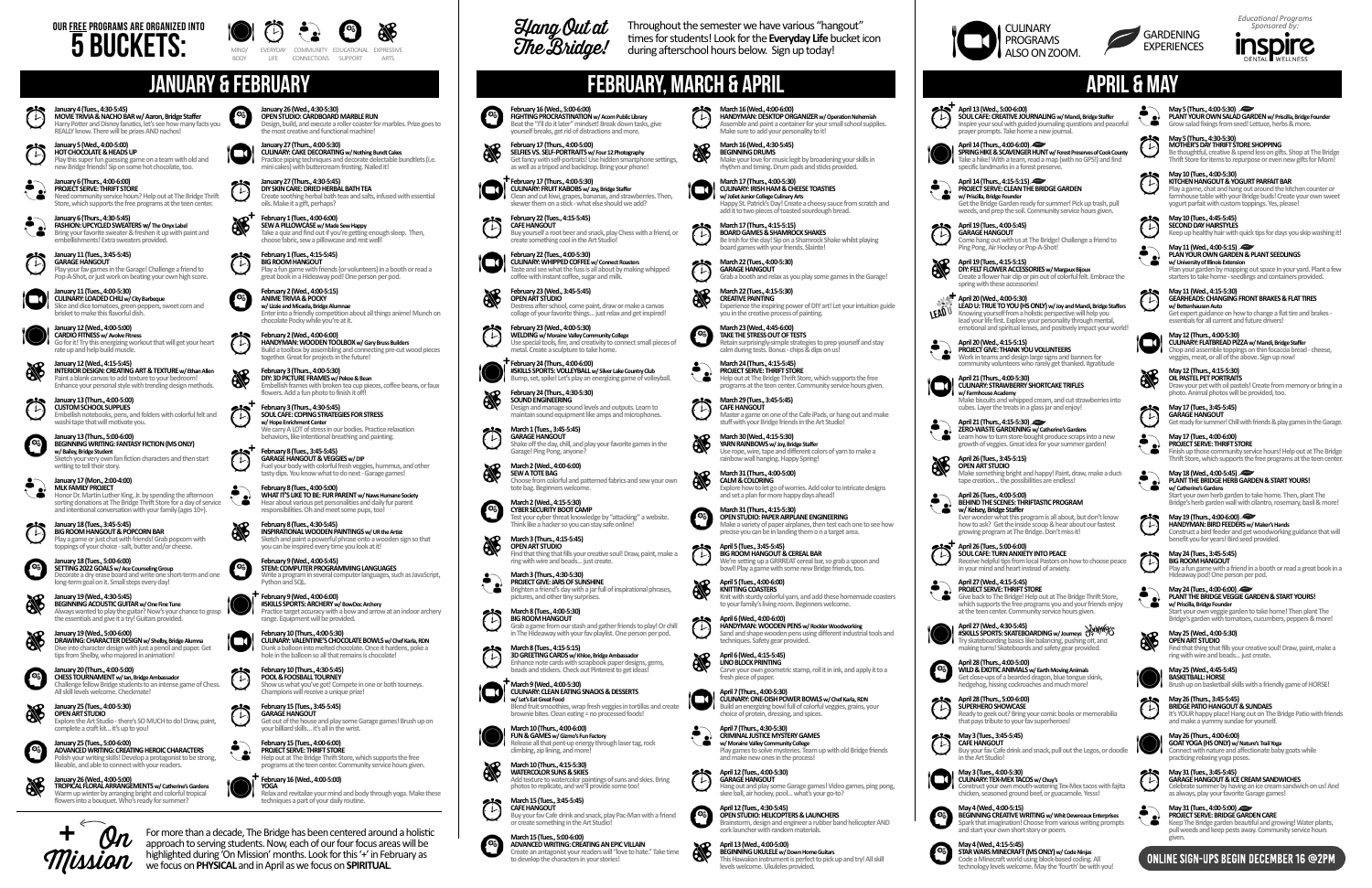# Our FREE programs are organized into 5 BUCKETS:

MIND/BODY · EVERYDAY LIFE · COMMUNITY CONNECTIONS · EDUCATIONAL SUPPORT · EXPRESSIVE ARTS

## JANUARY & FEBRUARY

**January 4 (Tues., 4:30-5:30)**
**MOVIE TRIVIA & NACHO BAR w/ Aaron, Bridge Staffer**
Harry Potter and Disney fanatics, let's see how many facts you REALLY know. There will be prizes AND nachos!

**January 5 (Wed., 4:00-5:00)**
**HOT CHOCOLATE & HEADS UP**
Play this super fun guessing game on a team with old and new Bridge friends! Sip on some hot chocolate, too.

**January 6 (Thurs., 4:00-6:00)**
**PROJECT SERVE: THRIFT STORE**
Need community service hours? Help out at The Bridge Thrift Store, which supports the free programs at the teen center.

**January 6 (Thurs., 4:30-5:45)**
**FASHION: UPCYCLED SWEATERS w/ The Onyx Label**
Bring your favorite sweater & freshen it up with paint and embellishments! Extra sweaters provided.

**January 11 (Tues., 3:45-5:45)**
**GARAGE HANGOUT**
Play your fav games in the Garage! Challenge a friend to Pop-A-Shot, or just work on beating your own high score.

**January 11 (Tues., 4:00-5:30)**
**CULINARY: LOADED CHILI w/ City Barbeque**
Slice and dice tomatoes, green peppers, sweet corn and brisket to make this flavorful dish.

**January 12 (Wed., 4:00-5:00)**
**CARDIO FITNESS w/ Evolve Fitness**
Go for it! Try this energizing workout that will get your heart rate up and help build muscle.

**January 12 (Wed., 4:15-5:45)**
**INTERIOR DESIGN: CREATING ART & TEXTURE w/ Ethan Allen**
Paint a blank canvas to add texture to your bedroom! Enhance your personal style with trending design methods.

**January 13 (Thurs., 4:00-5:00)**
**CUSTOM SCHOOL SUPPLIES**
Embellish notebooks, pens, and folders with colorful felt and washi tape that will motivate you.

**January 13 (Thurs., 5:00-6:00)**
**BEGINNING WRITING: FANTASY FICTION (MS ONLY) w/ Bailey, Bridge Student**
Sketch your very own fan fiction characters and then start writing to tell their story.

**January 17 (Mon., 2:00-4:00)**
**MLK FAMILY PROJECT**
Honor Dr. Martin Luther King, Jr. by spending the afternoon sorting donations at The Bridge Thrift Store for a day of service and intentional conversation with your family (ages 10+).

**January 18 (Tues., 3:45-5:45)**
**BIG ROOM HANGOUT & POPCORN BAR**
Play a game or just chat with friends! Grab popcorn with toppings of your choice - salt, butter and/or cheese.

**January 18 (Tues., 5:00-6:00)**
**SETTING 2022 GOALS w/ Acc Counseling Group**
Decorate a dry-erase board and write one short-term and one long-term goal on it. Small steps every day!

**January 19 (Wed., 4:30-5:45)**
**BEGINNING ACOUSTIC GUITAR w/ One Fine Tune**
Always wanted to play the guitar? Now's your chance to grasp the essentials and give it a try! Guitars provided.

**January 19 (Wed., 5:00-6:00)**
**DRAWING: CHARACTER DESIGN w/ Shelby, Bridge Alumna**
Dive into character design with just a pencil and paper. Get tips from Shelby, who majored in animation!

**January 20 (Thurs., 4:00-5:00)**
**CHESS TOURNAMENT w/ Ian, Bridge Ambassador**
Challenge fellow Bridge students to an intense game of Chess. All skill levels welcome. Checkmate!

**January 25 (Tues., 4:00-5:30)**
**OPEN ART STUDIO**
Explore the Art Studio - there's SO MUCH to do! Draw, paint, complete a craft kit... it's up to you!

**January 25 (Tues., 5:00-6:00)**
**ADVANCED WRITING: CREATING HEROIC CHARACTERS**
Polish your writing skills! Develop a protagonist to be strong, likeable, and able to connect with your readers.

**January 26 (Wed., 4:00-5:00)**
**TROPICAL FLORAL ARRANGEMENTS w/ Catherine's Gardens**
Warm up winter by arranging bright and colorful tropical flowers into a bouquet. Who's ready for summer?

**January 26 (Wed., 4:30-5:30)**
**OPEN STUDIO: CARDBOARD MARBLE RUN**
Design, build, and create a roller coaster for marbles. Prize goes to the most creative and functional machine!

**January 27 (Thurs., 4:00-5:30)**
**CULINARY: CAKE DECORATING w/ Nothing Bundt Cakes**
Practice piping techniques and decorate delectable bundtlets (i.e. mini cakes) with buttercream frosting. Nailed it!

**January 27 (Thurs., 4:30-5:45)**
**DIY SKIN CARE: DRIED HERBAL BATH TEA**
Create soothing herbal bath teas and salts, infused with essential oils. Make it a gift, perhaps?

**February 1 (Tues., 4:00-6:00)**
**SEW A PILLOWCASE w/ Made Sew Happy**
Take a quiz and find out if you're getting enough sleep. Then, choose fabric, sew a pillowcase and rest well!

**February 1 (Tues., 4:15-5:45)**
**BIG ROOM HANGOUT**
Play a fun game with friends (or volunteers) in a booth or read a great book in a Hideaway pod! One person per pod.

**February 2 (Wed., 4:00-5:15)**
**ANIME TRIVIA & POCKY w/ Lizzie and Micaela, Bridge Alumnae**
Enter into a friendly competition about all things anime! Munch on chocolate Pocky while you're at it.

**February 2 (Wed., 4:00-6:00)**
**HANDYMAN: WOODEN TOOLBOX w/ Gary Bruss Builders**
Build a toolbox by assembling and connecting pre-cut wood pieces together. Great for projects in the future!

**February 3 (Thurs., 4:00-5:30)**
**DIY: 3D PICTURE FRAMES w/ Pekoe & Bean**
Embellish frames with broken tea cup pieces, coffee beans, or faux flowers. Add a fun photo to finish it off!

**February 3 (Thurs., 4:30-5:45)**
**SOUL CAFE: COPING STRATEGIES FOR STRESS w/ Hope Enrichment Center**
We carry A LOT of stress in our bodies. Practice relaxation behaviors, like intentional breathing and painting.

**February 8 (Tues., 3:45-5:45)**
**GARAGE HANGOUT & VEGGIES w/ DIP**
Fuel your body with colorful fresh veggies, hummus, and other tasty dips. You know what to do next - Garage games!

**February 8 (Tues., 4:00-5:00)**
**WHAT IT'S LIKE TO BE: FUR PARENT w/ Naws Humane Society**
Hear about various pet personalities and daily fur parent responsibilities. Oh and meet some pups, too!

**February 8 (Tues., 4:30-5:45)**
**INSPIRATIONAL WOODEN PAINTINGS w/ Ufi the Artist**
Sketch and paint a powerful phrase onto a wooden sign so that you can be inspired every time you look at it!

**February 9 (Wed., 4:00-5:45)**
**STEM: COMPUTER PROGRAMMING LANGUAGES**
Write a program in several computer languages, such as JavaScript, Python and SQL.

**February 9 (Wed., 4:00-6:00)**
**#SKILLS SPORTS: ARCHERY w/ BowDoc Archery**
Practice target accuracy with a bow and arrow at an indoor archery range. Equipment will be provided.

**February 10 (Thurs., 4:00-5:30)**
**CULINARY: VALENTINE'S CHOCOLATE BOWLS w/ Chef Karla, RDN**
Dunk a balloon into melted chocolate. Once it hardens, poke a hole in the balloon so all that remains is chocolate!

**February 10 (Thurs., 4:30-5:45)**
**POOL & FOOSBALL TOURNEY**
Show us what you've got! Compete in one or both tourneys. Champions will receive a unique prize!

**February 15 (Tues., 3:45-5:45)**
**GARAGE HANGOUT**
Get out of the house and play some Garage games! Brush up on your billiard skills... it's all in the wrist.

**February 15 (Tues., 4:00-6:00)**
**PROJECT SERVE: THRIFT STORE**
Help out at The Bridge Thrift Store, which supports the free programs at the teen center. Community service hours given.

**February 16 (Wed., 4:00-5:00)**
**YOGA**
Relax and revitalize your mind and body through yoga. Make these techniques a part of your daily routine.

**+ On Mission**

For more than a decade, The Bridge has been centered around a holistic approach to serving students. Now, each of our four focus areas will be highlighted during 'On Mission' months. Look for this '+' in February as we focus on **PHYSICAL** and in April as we focus on **SPIRITUAL**.

## Hang Out at The Bridge!

Throughout the semester we have various "hangout" times for students! Look for the **Everyday Life** bucket icon during afterschool hours below. Sign up today!

## FEBRUARY, MARCH & APRIL

**February 16 (Wed., 5:00-6:00)**
**FIGHTING PROCRASTINATION w/ Acorn Public Library**
Beat the "I'll do it later" mindset! Break down tasks, give yourself breaks, get rid of distractions and more.

**February 17 (Thurs., 4:00-5:00)**
**SELFIES VS. SELF-PORTRAITS w/ Four 12 Photography**
Get fancy with self-portraits! Use hidden smartphone settings, as well as a tripod and backdrop. Bring your phone!

**February 17 (Thurs., 4:00-5:30)**
**DIY: FRUIT KABOBS w/ Joy, Bridge Staffer**
Clean and cut kiwi, grapes, bananas, and strawberries. Then, skewer them on a stick - what else should we add?

**February 22 (Tues., 4:15-5:45)**
**CAFE HANGOUT**
Buy yourself a root beer and snack, play Chess with a friend, or create something cool in the Art Studio!

**February 22 (Tues., 4:00-5:30)**
**CULINARY: WHIPPED COFFEE w/ Connect Roasters**
Taste and see what the fuss is all about by making whipped coffee with instant coffee, sugar and milk.

**February 23 (Wed., 3:45-5:45)**
**OPEN ART STUDIO**
Destress after school, come paint, draw or make a canvas collage of your favorite things... just relax and get inspired!

**February 23 (Wed., 4:00-5:30)**
**WELDING w/ Moraine Valley Community College**
Use special tools, fire, and creativity to connect small pieces of metal. Create a sculpture to take home.

**February 24 (Thurs., 4:00-6:00)**
**#SKILLS SPORTS: VOLLEYBALL w/ Silver Lake Country Club**
Bump, set, spike! Let's play an energizing game of volleyball.

**February 24 (Thurs., 4:30-5:30)**
**SOUND ENGINEERING**
Design and manage sound levels and outputs. Learn to maintain sound equipment like amps and microphones.

**March 1 (Tues., 3:45-5:45)**
**GARAGE HANGOUT**
Shake off the day, chill, and play your favorite games in the Garage! Ping Pong, anyone?

**March 2 (Wed., 4:00-6:00)**
**SEW A TOTE BAG**
Choose from colorful and patterned fabrics and sew your own tote bag. Beginners welcome.

**March 2 (Wed., 4:15-5:30)**
**CYBER SECURITY BOOT CAMP**
Test your cyber threat knowledge by "attacking" a website. Think like a hacker so you can stay safe online!

**March 3 (Thurs., 4:15-5:45)**
**OPEN ART STUDIO**
Find that thing that fills your creative soul! Draw, paint, make a ring with wire and beads... just create.

**March 3 (Thurs., 4:30-5:30)**
**PROJECT GIVE: JARS OF SUNSHINE**
Brighten a friend's day with a jar full of inspirational phrases, pictures, and other tiny surprises.

**March 8 (Tues., 4:00-5:30)**
**BIG ROOM HANGOUT**
Grab a game from our stash and gather friends to play! Or chill in The Hideaway with your fav playlist. One person per pod.

**March 8 (Tues., 4:15-5:15)**
**3D GREETING CARDS w/ Khloe, Bridge Ambassador**
Enhance note cards with scrapbook paper designs, gems, beads and stickers. Check out Pinterest to get ideas!

**March 9 (Wed., 4:00-5:30)**
**CULINARY: CLEAN EATING SNACKS & DESSERTS w/ Let's Eat Great Food**
Blend fruit smoothies, wrap fresh veggies in tortillas and create brownie bites. Clean eating = no processed foods!

**March 10 (Thurs., 4:00-6:00)**
**FUN & GAMES w/ Gizmo's Fun Factory**
Release all that pent-up energy through laser tag, rock climbing, zip lining, and more!

**March 10 (Thurs., 4:15-5:30)**
**WATERCOLOR SUNS & SKIES**
Add texture to watercolor paintings of suns and skies. Bring photos to replicate, and we'll provide some too!

**March 15 (Tues., 3:45-5:45)**
**CAFE HANGOUT**
Buy your fav Cafe drink and snack, play Pac-Man with a friend or create something in the Art Studio!

**March 15 (Tues., 5:00-6:00)**
**ADVANCED WRITING: CREATING AN EPIC VILLAIN**
Create an antagonist your readers will "love to hate." Take time to develop the characters in your stories!

**March 16 (Wed., 4:00-6:00)**
**HANDYMAN: DESKTOP ORGANIZER w/ Operation Nehemiah**
Assemble and paint a organizer for your small school supplies. Make sure to add your personality to it!

**March 16 (Wed., 4:30-5:45)**
**BEGINNING DRUMS**
Make your love for music legit by broadening your skills in rhythm and timing. Drum pads and sticks provided.

**March 17 (Thurs., 4:00-5:30)**
**CULINARY: IRISH HAM & CHEESE TOASTIES w/ Joliet Junior College Culinary Arts**
Happy St. Patrick's Day! Create a cheesy sauce from scratch and add it to two pieces of toasted sourdough bread.

**March 17 (Thurs., 4:15-5:15)**
**BOARD GAMES & SHAMROCK SHAKES**
Be Irish for the day! Sip on a Shamrock Shake whilst playing board games with your friends. Slainte!

**March 22 (Tues., 4:00-5:30)**
**GARAGE HANGOUT**
Grab a booth and relax as you play some games in the Garage!

**March 22 (Tues., 4:15-5:30)**
**CREATIVE PAINTING**
Experience the inspiring power of DIY art! Let your intuition guide you in the creative process of painting.

**March 23 (Wed., 4:45-6:00)**
**TAKE THE STRESS OUT OF TESTS**
Retain surprisingly-simple strategies to prep yourself and stay calm during tests. Bonus - chips & dips on us!

**March 24 (Thurs., 4:15-5:45)**
**PROJECT SERVE: THRIFT STORE**
Help out at The Bridge Thrift Store, which supports the free programs at the teen center. Community service hours given.

**March 29 (Tues., 3:45-5:45)**
**CAFE HANGOUT**
Master a game on one of the Cafe iPads, or hang out and make stuff with your Bridge friends in the Art Studio!

**March 30 (Wed., 4:15-5:30)**
**YARN RAINBOWS w/ Joy, Bridge Staffer**
Use rope, wire, tape and different colors of yarn to make a rainbow wall hanging. Happy Spring!

**March 31 (Thurs., 4:00-5:00)**
**CALM & COLORING**
Explore how to let go of worries. Add color to intricate designs and set a plan for more happy days ahead!

**March 31 (Thurs., 4:15-5:30)**
**OPEN STUDIO: PAPER AIRPLANE ENGINEERING**
Make a variety of paper airplanes, then test each one to see how precise you can be in landing them on a target area.

**April 5 (Tues., 3:45-5:45)**
**BIG ROOM HANGOUT & CEREAL BAR**
We're setting up a GRRREAT cereal bar, so grab a spoon and bowl! Play a game with some new Bridge friends, too.

**April 5 (Tues., 4:00-6:00)**
**KNITTING COASTERS**
Knit with sturdy colorful yarn, and add these homemade coasters to your family's living room. Beginners welcome.

**April 6 (Wed., 4:00-6:00)**
**HANDYMAN: WOODEN PENS w/ Rockler Woodworking**
Sand and shape wooden pens using different industrial tools and techniques. Safety gear provided.

**April 6 (Wed., 4:15-5:45)**
**LINO BLOCK PRINTING**
Carve your own geometric stamp, roll it in ink, and apply it to a fresh piece of paper.

**April 7 (Thurs., 4:00-5:30)**
**CULINARY: ONE-DISH POWER BOWLS w/ Chef Karla, RDN**
Build an energizing bowl full of colorful veggies, grains, your choice of protein, dressing, and spices.

**April 7 (Thurs., 4:30-5:45)**
**CRIMINAL JUSTICE MYSTERY GAMES w/ Moraine Valley Community College**
Play games to solve mysteries. Team up with old Bridge friends and make new ones in the process!

**April 12 (Tues., 4:00-5:30)**
**GARAGE HANGOUT**
Hang out and play some Garage games! Video games, ping pong, skee ball, air hockey, pool... what's your go-to?

**April 12 (Tues., 4:30-5:45)**
**OPEN STUDIO: HELICOPTERS & LAUNCHERS**
Brainstorm, design and engineer a rubber band helicopter AND cork launcher with random materials.

**April 13 (Wed., 4:00-5:00)**
**BEGINNING UKULELE w/ Dawn Home Guitars**
This Hawaiian instrument is perfect to pick up and try! All skill levels welcome. Ukuleles provided.

CULINARY PROGRAMS ALSO ON ZOOM. · GARDENING EXPERIENCES

*Educational Programs Sponsored by:* inspire DENTAL WELLNESS

## APRIL & MAY

**April 13 (Wed., 5:00-6:00)**
**SOUL CAFE: CREATIVE JOURNALING w/ Mandi, Bridge Staffer**
Inspire your soul with guided journaling questions and peaceful prayer prompts. Take home a new journal.

**April 14 (Thurs., 4:00-6:00)**
**SPRING HIKE & SCAVENGER HUNT w/ Forest Preserves of Cook County**
Take a hike! With a team, read a map (with no GPS!) and find specific landmarks in a forest preserve.

**April 14 (Thurs., 4:15-5:15)**
**PROJECT SERVE: CLEAN THE BRIDGE GARDEN w/ Priscilla, Bridge Founder**
Get the Bridge Garden ready for summer! Pick up trash, pull weeds, and prep the soil. Community service hours given.

**April 19 (Tues., 4:00-5:45)**
**GARAGE HANGOUT**
Come hang out with us at The Bridge! Challenge a friend to Ping Pong, Air Hockey or Pop-A-Shot!

**April 19 (Tues., 4:15-5:15)**
**DIY: FELT FLOWER ACCESSORIES w/ Margaux Bijoux**
Create a flower hair clip or pin out of colorful felt. Embrace the spring with these accessories!

**April 20 (Wed., 4:00-5:30)**
**LEAD U: TRUE TO YOU (HS ONLY) w/ Joy and Mandi, Bridge Staffers**
Knowing yourself from a holistic perspective will help you lead your life first. Explore your personality through mental, emotional and spiritual lenses, and positively impact your world!

**April 20 (Wed., 4:15-5:15)**
**PROJECT GIVE: THANK YOU VOLUNTEERS**
Work in teams and design large signs and banners for community volunteers who rarely get thanked. #gratitude

**April 21 (Thurs., 4:00-5:30)**
**CULINARY: STRAWBERRY SHORTCAKE TRIFLES w/ Farmhouse Academy**
Make biscuits and whipped cream, and cut strawberries into cubes. Layer the treats in a glass jar and enjoy!

**April 21 (Thurs., 4:15-5:30)**
**ZERO-WASTE GARDENING w/ Catherine's Gardens**
Learn how to turn store-bought produce scraps into a new growth of veggies. Great idea for your summer garden!

**April 26 (Tues., 3:45-5:15)**
**OPEN ART STUDIO**
Make something bright and happy! Paint, draw, make a duct-tape creation... the possibilities are endless!

**April 26 (Tues., 4:00-5:30)**
**BEHIND THE SCENES: THRIFTASTIC PROGRAM w/ Kelsey, Bridge Staffer**
Ever wonder what this program is all about, but don't know how to ask? Get the inside scoop & hear about our fastest growing program at The Bridge. Don't miss it!

**April 26 (Tues., 5:00-6:00)**
**SOUL CAFE: TURN ANXIETY INTO PEACE**
Receive helpful tips from local Pastors on how to choose peace in your mind and heart instead of anxiety.

**April 27 (Wed., 4:15-5:45)**
**PROJECT SERVE: THRIFT STORE**
Give back to The Bridge! Help out at The Bridge Thrift Store, which supports the free programs at the teen center. Community service hours given.

**April 27 (Wed., 4:30-5:45)**
**#SKILLS SPORTS: SKATEBOARDING w/ Journeys**
Try skateboarding basics like balancing, pushing off, and making turns! Skateboards and safety gear provided.

**April 28 (Thurs., 4:00-5:00)**
**WILD & EXOTIC ANIMALS w/ Earth Moving Animals**
Get close-ups of a bearded dragon, blue tongue skink, hedgehog, hissing cockroaches and much more!

**April 28 (Thurs., 5:00-6:00)**
**SUPERHERO SHOWCASE**
Ready to geek out? Bring your comic books or memorabilia that pays tribute to your fav superheroes!

**May 3 (Tues., 3:45-5:45)**
**CAFE HANGOUT**
Buy your fav Cafe drink and snack, pull out the Legos, or doodle in the Art Studio!

**May 3 (Tues., 4:00-5:30)**
**CULINARY: TEX-MEX TACOS w/ Chuy's**
Construct your own mouth-watering Tex-Mex tacos with fajita chicken, seasoned ground beef, or guacamole. Yesss!

**May 4 (Wed., 4:00-5:15)**
**BEGINNING CREATIVE WRITING w/ Whit Devereaux Enterprises**
Spark that imagination! Choose from various writing prompts and start your own short story or poem.

**May 4 (Wed., 4:15-5:45)**
**STAR WARS MINECRAFT (MS ONLY) w/ Code Ninjas**
Code a Minecraft world using block-based coding. All technology levels welcome. May the 'fourth' be with you!

**May 5 (Thurs., 4:00-5:30)**
**PLANT YOUR OWN SALAD GARDEN w/ Priscilla, Bridge Founder**
Grow salad fixings from seed! Lettuce, herbs & more.

**May 5 (Thurs., 4:30-5:30)**
**MOTHER'S DAY THRIFT STORE SHOPPING**
Be thoughtful, creative & spend less on gifts. Shop at The Bridge Thrift Store for items to repurpose or even new gifts for Mom!

**May 10 (Tues., 4:00-5:30)**
**KITCHEN HANGOUT & YOGURT PARFAIT BAR**
Play a game, chat and hang out around the kitchen counter or farmhouse table with your Bridge buds! Create your own sweet yogurt parfait with custom toppings. Yes, please!

**May 10 (Tues., 4:45-5:45)**
**SECOND DAY HAIRSTYLES**
Keep up healthy hair with quick tips for days you skip washing it!

**May 11 (Wed., 4:00-5:15)**
**PLAN YOUR OWN GARDEN & PLANT SEEDLINGS w/ University of Illinois Extension**
Plan your garden by mapping out space in your yard. Plant a few starters to take home - seedlings and containers provided.

**May 11 (Wed., 4:15-5:30)**
**GEARHEADS: CHANGING FRONT BRAKES & FLAT TIRES w/ Bettenhausen Auto**
Get expert guidance on how to change a flat tire and brakes - essentials for all current and future drivers!

**May 12 (Thurs., 4:00-5:30)**
**CULINARY: FLATBREAD PIZZA w/ Mandi, Bridge Staffer**
Chop and assemble toppings on thin focaccia bread - cheese, veggies, meat, or all of the above. Sign up now!

**May 12 (Thurs., 4:15-5:30)**
**OIL PASTEL PET PORTRAITS**
Draw your pet with oil pastels! Create from memory or bring in a photo. Animal photos will be provided, too.

**May 17 (Tues., 3:45-5:45)**
**GARAGE HANGOUT**
Get ready for summer! Chill with friends & play games in the Garage.

**May 17 (Tues., 4:00-6:00)**
**PROJECT SERVE: THRIFT STORE**
Finish up those community service hours! Help out at The Bridge Thrift Store, which supports the free programs at the teen center.

**May 18 (Wed., 4:00-5:45)**
**PLANT THE BRIDGE HERB GARDEN & START YOURS! w/ Catherine's Gardens**
Start your own herb garden to take home. Then, plant The Bridge's herb garden wall with cilantro, rosemary, basil & more!

**May 19 (Thurs., 4:00-6:00)**
**HANDYMAN: BIRD FEEDERS w/ Maker's Hands**
Construct a bird feeder and get woodworking guidance that will benefit you for years! Bird seed provided.

**May 24 (Tues., 3:45-5:45)**
**BIG ROOM HANGOUT**
Play a fun game with a friend in a booth or read a great book in a Hideaway pod! One person per pod.

**May 24 (Tues., 4:00-6:00)**
**PLANT THE BRIDGE VEGGIE GARDEN & START YOURS! w/ Priscilla, Bridge Founder**
Start your own veggie garden to take home! Then plant The Bridge's garden with tomatoes, cucumbers, peppers & more!

**May 25 (Wed., 4:00-5:30)**
**OPEN ART STUDIO**
Find that thing that fills your creative soul! Draw, paint, make a ring with wire and beads... just create.

**May 25 (Wed., 4:45-5:45)**
**BASKETBALL: HORSE**
Brush up on basketball skills with a friendly game of HORSE!

**May 26 (Thurs., 3:45-5:45)**
**BRIDGE PATIO HANGOUT & SUNDAES**
It's YOUR happy place! Hang out on The Bridge Patio with friends and make a yummy sundae for yourself.

**May 26 (Thurs., 4:00-6:00)**
**GOAT YOGA (HS ONLY) w/ Nature's Trail Yoga**
Connect with nature and affectionate baby goats while practicing relaxing yoga poses.

**May 31 (Tues., 3:45-5:45)**
**GARAGE HANGOUT & ICE CREAM SANDWICHES**
Celebrate summer by having an ice cream sandwich on us! And as always, play your favorite Garage games!

**May 31 (Tues., 4:00-5:00)**
**PROJECT SERVE: BRIDGE GARDEN CARE**
Keep The Bridge garden beautiful and growing! Water plants, pull weeds and keep pests away. Community service hours given.

**ONLINE SIGN-UPS BEGIN DECEMBER 16 @2PM**